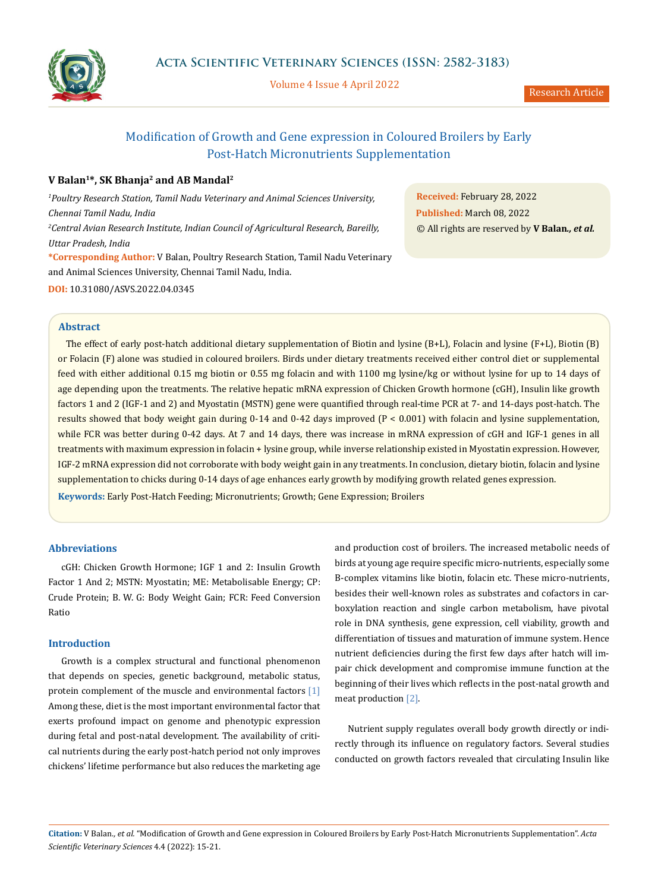# Modification of Growth and Gene expression in Coloured Broilers by Early Post-Hatch Micronutrients Supplementation

**V Balan[1]*, SK Bhanja[2] and AB Mandal[2]**

*[1]Poultry Research Station, Tamil Nadu Veterinary and Animal Sciences University, Chennai Tamil Nadu, India*

*[2]Central Avian Research Institute, Indian Council of Agricultural Research, Bareilly, Uttar Pradesh, India*

**\*Corresponding Author:** V Balan, Poultry Research Station, Tamil Nadu Veterinary and Animal Sciences University, Chennai Tamil Nadu, India.

**DOI:** 10.31080/ASVS.2022.04.0345

**Received:** February 28, 2022
**Published:** March 08, 2022
© All rights are reserved by **V Balan., *et al.***

## Abstract

The effect of early post-hatch additional dietary supplementation of Biotin and lysine (B+L), Folacin and lysine (F+L), Biotin (B) or Folacin (F) alone was studied in coloured broilers. Birds under dietary treatments received either control diet or supplemental feed with either additional 0.15 mg biotin or 0.55 mg folacin and with 1100 mg lysine/kg or without lysine for up to 14 days of age depending upon the treatments. The relative hepatic mRNA expression of Chicken Growth hormone (cGH), Insulin like growth factors 1 and 2 (IGF-1 and 2) and Myostatin (MSTN) gene were quantified through real-time PCR at 7- and 14-days post-hatch. The results showed that body weight gain during 0-14 and 0-42 days improved ($P < 0.001$) with folacin and lysine supplementation, while FCR was better during 0-42 days. At 7 and 14 days, there was increase in mRNA expression of cGH and IGF-1 genes in all treatments with maximum expression in folacin + lysine group, while inverse relationship existed in Myostatin expression. However, IGF-2 mRNA expression did not corroborate with body weight gain in any treatments. In conclusion, dietary biotin, folacin and lysine supplementation to chicks during 0-14 days of age enhances early growth by modifying growth related genes expression.

**Keywords:** Early Post-Hatch Feeding; Micronutrients; Growth; Gene Expression; Broilers

## Abbreviations

cGH: Chicken Growth Hormone; IGF 1 and 2: Insulin Growth Factor 1 And 2; MSTN: Myostatin; ME: Metabolisable Energy; CP: Crude Protein; B. W. G: Body Weight Gain; FCR: Feed Conversion Ratio

## Introduction

Growth is a complex structural and functional phenomenon that depends on species, genetic background, metabolic status, protein complement of the muscle and environmental factors [1] Among these, diet is the most important environmental factor that exerts profound impact on genome and phenotypic expression during fetal and post-natal development. The availability of critical nutrients during the early post-hatch period not only improves chickens' lifetime performance but also reduces the marketing age and production cost of broilers. The increased metabolic needs of birds at young age require specific micro-nutrients, especially some B-complex vitamins like biotin, folacin etc. These micro-nutrients, besides their well-known roles as substrates and cofactors in carboxylation reaction and single carbon metabolism, have pivotal role in DNA synthesis, gene expression, cell viability, growth and differentiation of tissues and maturation of immune system. Hence nutrient deficiencies during the first few days after hatch will impair chick development and compromise immune function at the beginning of their lives which reflects in the post-natal growth and meat production [2].

Nutrient supply regulates overall body growth directly or indirectly through its influence on regulatory factors. Several studies conducted on growth factors revealed that circulating Insulin like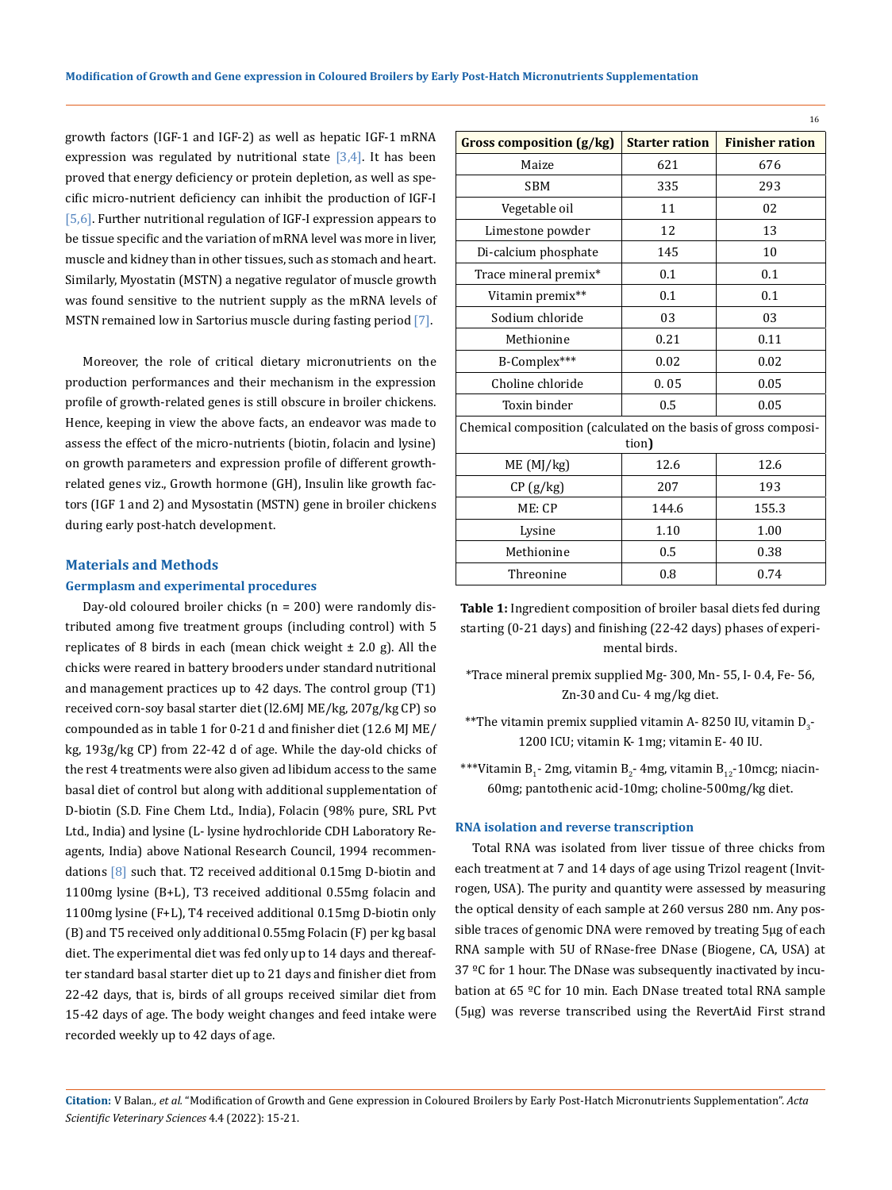growth factors (IGF-1 and IGF-2) as well as hepatic IGF-1 mRNA expression was regulated by nutritional state [3,4]. It has been proved that energy deficiency or protein depletion, as well as specific micro-nutrient deficiency can inhibit the production of IGF-I [5,6]. Further nutritional regulation of IGF-I expression appears to be tissue specific and the variation of mRNA level was more in liver, muscle and kidney than in other tissues, such as stomach and heart. Similarly, Myostatin (MSTN) a negative regulator of muscle growth was found sensitive to the nutrient supply as the mRNA levels of MSTN remained low in Sartorius muscle during fasting period [7].

Moreover, the role of critical dietary micronutrients on the production performances and their mechanism in the expression profile of growth-related genes is still obscure in broiler chickens. Hence, keeping in view the above facts, an endeavor was made to assess the effect of the micro-nutrients (biotin, folacin and lysine) on growth parameters and expression profile of different growth-related genes viz., Growth hormone (GH), Insulin like growth factors (IGF 1 and 2) and Mysostatin (MSTN) gene in broiler chickens during early post-hatch development.

## Materials and Methods

### Germplasm and experimental procedures

Day-old coloured broiler chicks (n = 200) were randomly distributed among five treatment groups (including control) with 5 replicates of 8 birds in each (mean chick weight ± 2.0 g). All the chicks were reared in battery brooders under standard nutritional and management practices up to 42 days. The control group (T1) received corn-soy basal starter diet (l2.6MJ ME/kg, 207g/kg CP) so compounded as in table 1 for 0-21 d and finisher diet (12.6 MJ ME/kg, 193g/kg CP) from 22-42 d of age. While the day-old chicks of the rest 4 treatments were also given ad libidum access to the same basal diet of control but along with additional supplementation of D-biotin (S.D. Fine Chem Ltd., India), Folacin (98% pure, SRL Pvt Ltd., India) and lysine (L- lysine hydrochloride CDH Laboratory Reagents, India) above National Research Council, 1994 recommendations [8] such that. T2 received additional 0.15mg D-biotin and 1100mg lysine (B+L), T3 received additional 0.55mg folacin and 1100mg lysine (F+L), T4 received additional 0.15mg D-biotin only (B) and T5 received only additional 0.55mg Folacin (F) per kg basal diet. The experimental diet was fed only up to 14 days and thereafter standard basal starter diet up to 21 days and finisher diet from 22-42 days, that is, birds of all groups received similar diet from 15-42 days of age. The body weight changes and feed intake were recorded weekly up to 42 days of age.

| Gross composition (g/kg) | Starter ration | Finisher ration |
|---|---|---|
| Maize | 621 | 676 |
| SBM | 335 | 293 |
| Vegetable oil | 11 | 02 |
| Limestone powder | 12 | 13 |
| Di-calcium phosphate | 145 | 10 |
| Trace mineral premix* | 0.1 | 0.1 |
| Vitamin premix** | 0.1 | 0.1 |
| Sodium chloride | 03 | 03 |
| Methionine | 0.21 | 0.11 |
| B-Complex*** | 0.02 | 0.02 |
| Choline chloride | 0. 05 | 0.05 |
| Toxin binder | 0.5 | 0.05 |
| **Chemical composition (calculated on the basis of gross composition)** | | |
| ME (MJ/kg) | 12.6 | 12.6 |
| CP (g/kg) | 207 | 193 |
| ME: CP | 144.6 | 155.3 |
| Lysine | 1.10 | 1.00 |
| Methionine | 0.5 | 0.38 |
| Threonine | 0.8 | 0.74 |

**Table 1:** Ingredient composition of broiler basal diets fed during starting (0-21 days) and finishing (22-42 days) phases of experimental birds.

*Trace mineral premix supplied Mg- 300, Mn- 55, I- 0.4, Fe- 56, Zn-30 and Cu- 4 mg/kg diet.

**The vitamin premix supplied vitamin A- 8250 IU, vitamin $D_3$- 1200 ICU; vitamin K- 1mg; vitamin E- 40 IU.

***Vitamin $B_1$- 2mg, vitamin $B_2$- 4mg, vitamin $B_{12}$-10mcg; niacin-60mg; pantothenic acid-10mg; choline-500mg/kg diet.

### RNA isolation and reverse transcription

Total RNA was isolated from liver tissue of three chicks from each treatment at 7 and 14 days of age using Trizol reagent (Invitrogen, USA). The purity and quantity were assessed by measuring the optical density of each sample at 260 versus 280 nm. Any possible traces of genomic DNA were removed by treating 5μg of each RNA sample with 5U of RNase-free DNase (Biogene, CA, USA) at 37 ºC for 1 hour. The DNase was subsequently inactivated by incubation at 65 ºC for 10 min. Each DNase treated total RNA sample (5μg) was reverse transcribed using the RevertAid First strand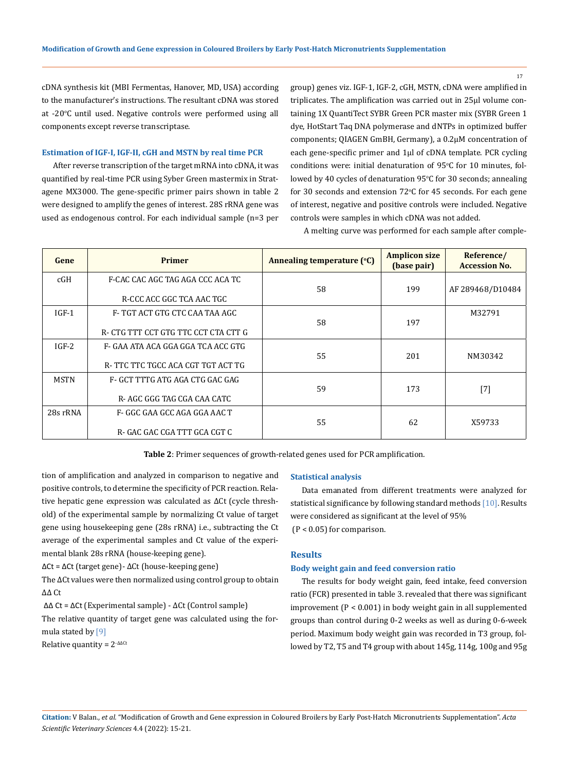cDNA synthesis kit (MBI Fermentas, Hanover, MD, USA) according to the manufacturer's instructions. The resultant cDNA was stored at -20°C until used. Negative controls were performed using all components except reverse transcriptase.

### Estimation of IGF-I, IGF-II, cGH and MSTN by real time PCR

After reverse transcription of the target mRNA into cDNA, it was quantified by real-time PCR using Syber Green mastermix in Stratagene MX3000. The gene-specific primer pairs shown in table 2 were designed to amplify the genes of interest. 28S rRNA gene was used as endogenous control. For each individual sample (n=3 per group) genes viz. IGF-1, IGF-2, cGH, MSTN, cDNA were amplified in triplicates. The amplification was carried out in 25µl volume containing 1X QuantiTect SYBR Green PCR master mix (SYBR Green 1 dye, HotStart Taq DNA polymerase and dNTPs in optimized buffer components; QIAGEN GmBH, Germany), a 0.2µM concentration of each gene-specific primer and 1µl of cDNA template. PCR cycling conditions were: initial denaturation of 95°C for 10 minutes, followed by 40 cycles of denaturation 95°C for 30 seconds; annealing for 30 seconds and extension 72°C for 45 seconds. For each gene of interest, negative and positive controls were included. Negative controls were samples in which cDNA was not added.

A melting curve was performed for each sample after completion of amplification and analyzed in comparison to negative and positive controls, to determine the specificity of PCR reaction. Relative hepatic gene expression was calculated as ΔCt (cycle threshold) of the experimental sample by normalizing Ct value of target gene using housekeeping gene (28s rRNA) i.e., subtracting the Ct average of the experimental samples and Ct value of the experimental blank 28s rRNA (house-keeping gene).

| Gene | Primer | Annealing temperature (°C) | Amplicon size (base pair) | Reference/ Accession No. |
|---|---|---|---|---|
| cGH | F-CAC CAC AGC TAG AGA CCC ACA TC<br>R-CCC ACC GGC TCA AAC TGC | 58 | 199 | AF 289468/D10484 |
| IGF-1 | F- TGT ACT GTG CTC CAA TAA AGC<br>R- CTG TTT CCT GTG TTC CCT CTA CTT G | 58 | 197 | M32791 |
| IGF-2 | F- GAA ATA ACA GGA GGA TCA ACC GTG<br>R- TTC TTC TGCC ACA CGT TGT ACT TG | 55 | 201 | NM30342 |
| MSTN | F- GCT TTTG ATG AGA CTG GAC GAG<br>R- AGC GGG TAG CGA CAA CATC | 59 | 173 | [7] |
| 28s rRNA | F- GGC GAA GCC AGA GGA AAC T<br>R- GAC GAC CGA TTT GCA CGT C | 55 | 62 | X59733 |

**Table 2**: Primer sequences of growth-related genes used for PCR amplification.

ΔCt = ΔCt (target gene)- ΔCt (house-keeping gene)

The ΔCt values were then normalized using control group to obtain ΔΔ Ct

ΔΔ Ct = ΔCt (Experimental sample) - ΔCt (Control sample)

The relative quantity of target gene was calculated using the formula stated by [9]

Relative quantity = $2^{-\Delta\Delta Ct}$

### Statistical analysis

Data emanated from different treatments were analyzed for statistical significance by following standard methods [10]. Results were considered as significant at the level of 95% ($P < 0.05$) for comparison.

## Results

### Body weight gain and feed conversion ratio

The results for body weight gain, feed intake, feed conversion ratio (FCR) presented in table 3. revealed that there was significant improvement ($P < 0.001$) in body weight gain in all supplemented groups than control during 0-2 weeks as well as during 0-6-week period. Maximum body weight gain was recorded in T3 group, followed by T2, T5 and T4 group with about 145g, 114g, 100g and 95g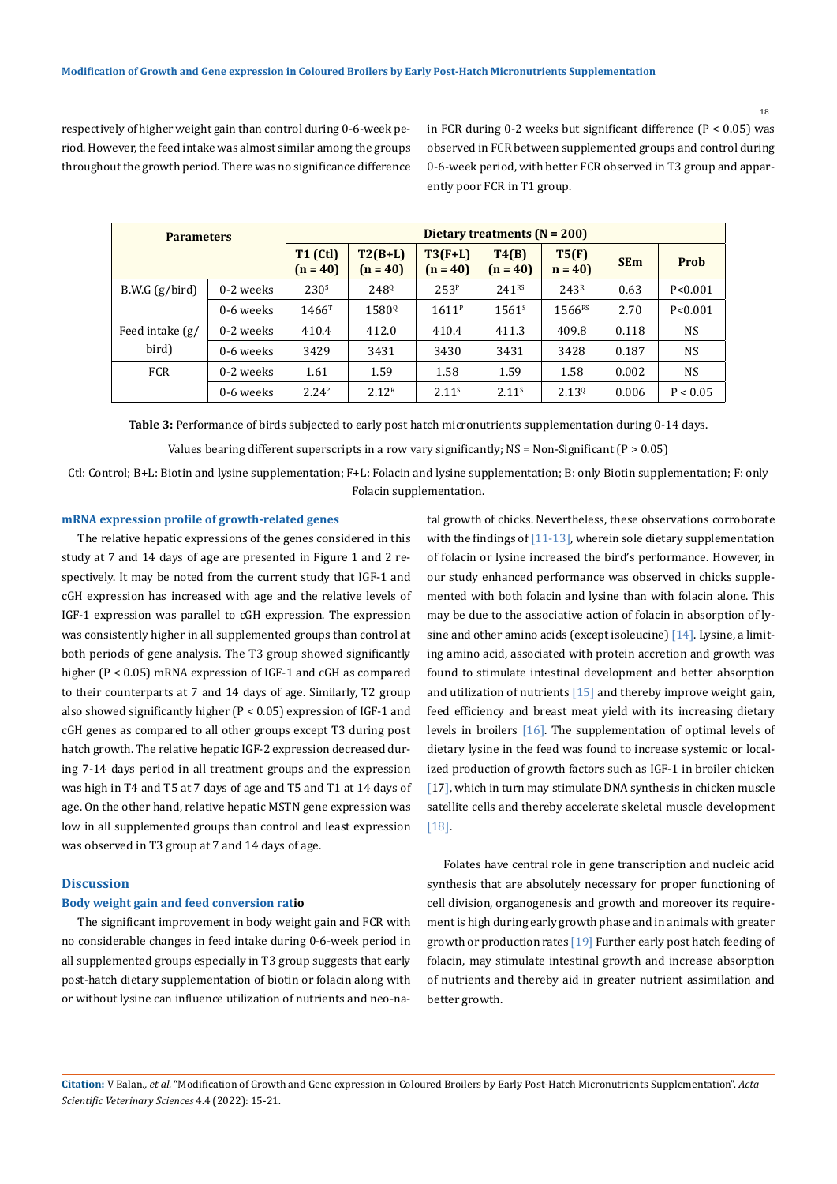respectively of higher weight gain than control during 0-6-week period. However, the feed intake was almost similar among the groups throughout the growth period. There was no significance difference in FCR during 0-2 weeks but significant difference ($P < 0.05$) was observed in FCR between supplemented groups and control during 0-6-week period, with better FCR observed in T3 group and apparently poor FCR in T1 group.

| Parameters | | Dietary treatments (N = 200) | | | | | | |
|---|---|---|---|---|---|---|---|---|
| | | T1 (Ctl) (n = 40) | T2(B+L) (n = 40) | T3(F+L) (n = 40) | T4(B) (n = 40) | T5(F) n = 40) | SEm | Prob |
| B.W.G (g/bird) | 0-2 weeks | $230^{S}$ | $248^{Q}$ | $253^{P}$ | $241^{RS}$ | $243^{R}$ | 0.63 | P<0.001 |
| | 0-6 weeks | $1466^{T}$ | $1580^{Q}$ | $1611^{P}$ | $1561^{S}$ | $1566^{RS}$ | 2.70 | P<0.001 |
| Feed intake (g/bird) | 0-2 weeks | 410.4 | 412.0 | 410.4 | 411.3 | 409.8 | 0.118 | NS |
| | 0-6 weeks | 3429 | 3431 | 3430 | 3431 | 3428 | 0.187 | NS |
| FCR | 0-2 weeks | 1.61 | 1.59 | 1.58 | 1.59 | 1.58 | 0.002 | NS |
| | 0-6 weeks | $2.24^{P}$ | $2.12^{R}$ | $2.11^{S}$ | $2.11^{S}$ | $2.13^{Q}$ | 0.006 | P < 0.05 |

**Table 3:** Performance of birds subjected to early post hatch micronutrients supplementation during 0-14 days.

Values bearing different superscripts in a row vary significantly; NS = Non-Significant ($P > 0.05$)

Ctl: Control; B+L: Biotin and lysine supplementation; F+L: Folacin and lysine supplementation; B: only Biotin supplementation; F: only Folacin supplementation.

### mRNA expression profile of growth-related genes

The relative hepatic expressions of the genes considered in this study at 7 and 14 days of age are presented in Figure 1 and 2 respectively. It may be noted from the current study that IGF-1 and cGH expression has increased with age and the relative levels of IGF-1 expression was parallel to cGH expression. The expression was consistently higher in all supplemented groups than control at both periods of gene analysis. The T3 group showed significantly higher ($P < 0.05$) mRNA expression of IGF-1 and cGH as compared to their counterparts at 7 and 14 days of age. Similarly, T2 group also showed significantly higher ($P < 0.05$) expression of IGF-1 and cGH genes as compared to all other groups except T3 during post hatch growth. The relative hepatic IGF-2 expression decreased during 7-14 days period in all treatment groups and the expression was high in T4 and T5 at 7 days of age and T5 and T1 at 14 days of age. On the other hand, relative hepatic MSTN gene expression was low in all supplemented groups than control and least expression was observed in T3 group at 7 and 14 days of age.

## Discussion

### Body weight gain and feed conversion ratio

The significant improvement in body weight gain and FCR with no considerable changes in feed intake during 0-6-week period in all supplemented groups especially in T3 group suggests that early post-hatch dietary supplementation of biotin or folacin along with or without lysine can influence utilization of nutrients and neo-natal growth of chicks. Nevertheless, these observations corroborate with the findings of [11-13], wherein sole dietary supplementation of folacin or lysine increased the bird's performance. However, in our study enhanced performance was observed in chicks supplemented with both folacin and lysine than with folacin alone. This may be due to the associative action of folacin in absorption of lysine and other amino acids (except isoleucine) [14]. Lysine, a limiting amino acid, associated with protein accretion and growth was found to stimulate intestinal development and better absorption and utilization of nutrients [15] and thereby improve weight gain, feed efficiency and breast meat yield with its increasing dietary levels in broilers [16]. The supplementation of optimal levels of dietary lysine in the feed was found to increase systemic or localized production of growth factors such as IGF-1 in broiler chicken [17], which in turn may stimulate DNA synthesis in chicken muscle satellite cells and thereby accelerate skeletal muscle development [18].

Folates have central role in gene transcription and nucleic acid synthesis that are absolutely necessary for proper functioning of cell division, organogenesis and growth and moreover its requirement is high during early growth phase and in animals with greater growth or production rates [19] Further early post hatch feeding of folacin, may stimulate intestinal growth and increase absorption of nutrients and thereby aid in greater nutrient assimilation and better growth.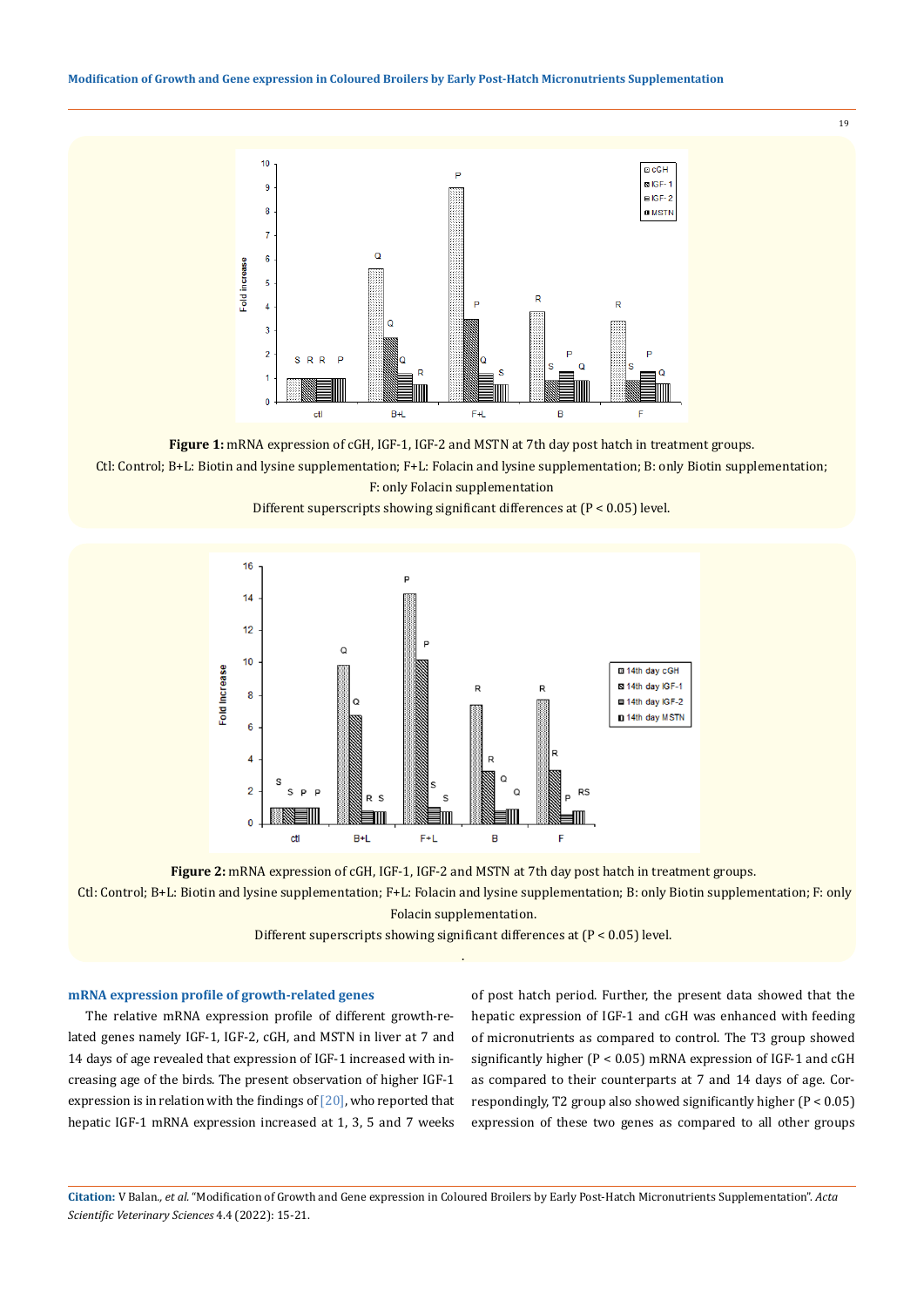**Figure 1:** mRNA expression of cGH, IGF-1, IGF-2 and MSTN at 7th day post hatch in treatment groups.

Ctl: Control; B+L: Biotin and lysine supplementation; F+L: Folacin and lysine supplementation; B: only Biotin supplementation; F: only Folacin supplementation

Different superscripts showing significant differences at (P < 0.05) level.

**Figure 2:** mRNA expression of cGH, IGF-1, IGF-2 and MSTN at 7th day post hatch in treatment groups.

Ctl: Control; B+L: Biotin and lysine supplementation; F+L: Folacin and lysine supplementation; B: only Biotin supplementation; F: only Folacin supplementation.

Different superscripts showing significant differences at (P < 0.05) level.

### mRNA expression profile of growth-related genes

The relative mRNA expression profile of different growth-related genes namely IGF-1, IGF-2, cGH, and MSTN in liver at 7 and 14 days of age revealed that expression of IGF-1 increased with increasing age of the birds. The present observation of higher IGF-1 expression is in relation with the findings of [20], who reported that hepatic IGF-1 mRNA expression increased at 1, 3, 5 and 7 weeks of post hatch period. Further, the present data showed that the hepatic expression of IGF-1 and cGH was enhanced with feeding of micronutrients as compared to control. The T3 group showed significantly higher (P < 0.05) mRNA expression of IGF-1 and cGH as compared to their counterparts at 7 and 14 days of age. Correspondingly, T2 group also showed significantly higher (P < 0.05) expression of these two genes as compared to all other groups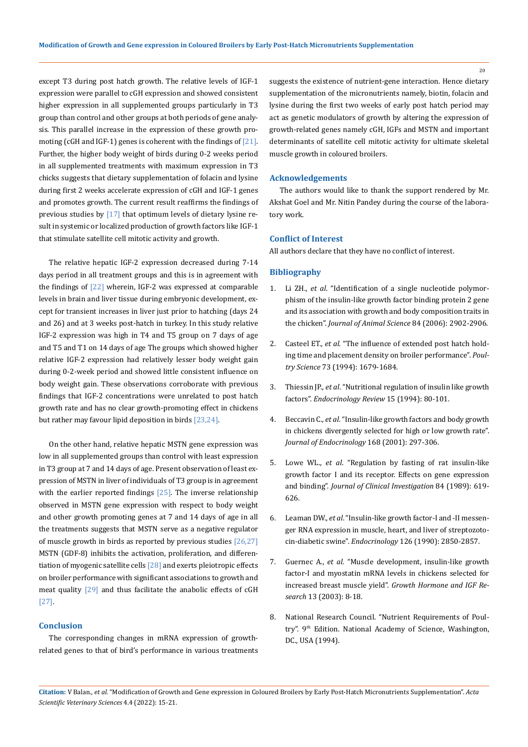except T3 during post hatch growth. The relative levels of IGF-1 expression were parallel to cGH expression and showed consistent higher expression in all supplemented groups particularly in T3 group than control and other groups at both periods of gene analysis. This parallel increase in the expression of these growth promoting (cGH and IGF-1) genes is coherent with the findings of [21]. Further, the higher body weight of birds during 0-2 weeks period in all supplemented treatments with maximum expression in T3 chicks suggests that dietary supplementation of folacin and lysine during first 2 weeks accelerate expression of cGH and IGF-1 genes and promotes growth. The current result reaffirms the findings of previous studies by [17] that optimum levels of dietary lysine result in systemic or localized production of growth factors like IGF-1 that stimulate satellite cell mitotic activity and growth.

The relative hepatic IGF-2 expression decreased during 7-14 days period in all treatment groups and this is in agreement with the findings of [22] wherein, IGF-2 was expressed at comparable levels in brain and liver tissue during embryonic development, except for transient increases in liver just prior to hatching (days 24 and 26) and at 3 weeks post-hatch in turkey. In this study relative IGF-2 expression was high in T4 and T5 group on 7 days of age and T5 and T1 on 14 days of age The groups which showed higher relative IGF-2 expression had relatively lesser body weight gain during 0-2-week period and showed little consistent influence on body weight gain. These observations corroborate with previous findings that IGF-2 concentrations were unrelated to post hatch growth rate and has no clear growth-promoting effect in chickens but rather may favour lipid deposition in birds [23,24].

On the other hand, relative hepatic MSTN gene expression was low in all supplemented groups than control with least expression in T3 group at 7 and 14 days of age. Present observation of least expression of MSTN in liver of individuals of T3 group is in agreement with the earlier reported findings [25]. The inverse relationship observed in MSTN gene expression with respect to body weight and other growth promoting genes at 7 and 14 days of age in all the treatments suggests that MSTN serve as a negative regulator of muscle growth in birds as reported by previous studies [26,27] MSTN (GDF-8) inhibits the activation, proliferation, and differentiation of myogenic satellite cells [28] and exerts pleiotropic effects on broiler performance with significant associations to growth and meat quality [29] and thus facilitate the anabolic effects of cGH [27].

## Conclusion

The corresponding changes in mRNA expression of growth-related genes to that of bird's performance in various treatments suggests the existence of nutrient-gene interaction. Hence dietary supplementation of the micronutrients namely, biotin, folacin and lysine during the first two weeks of early post hatch period may act as genetic modulators of growth by altering the expression of growth-related genes namely cGH, IGFs and MSTN and important determinants of satellite cell mitotic activity for ultimate skeletal muscle growth in coloured broilers.

## Acknowledgements

The authors would like to thank the support rendered by Mr. Akshat Goel and Mr. Nitin Pandey during the course of the laboratory work.

## Conflict of Interest

All authors declare that they have no conflict of interest.

## Bibliography

1. Li ZH., *et al*. "Identification of a single nucleotide polymorphism of the insulin-like growth factor binding protein 2 gene and its association with growth and body composition traits in the chicken". *Journal of Animal Science* 84 (2006): 2902-2906.
2. Casteel ET., *et al*. "The influence of extended post hatch holding time and placement density on broiler performance". *Poultry Science* 73 (1994): 1679-1684.
3. Thiessin JP., *et al*. "Nutritional regulation of insulin like growth factors". *Endocrinology Review* 15 (1994): 80-101.
4. Beccavin C., *et al*. "Insulin-like growth factors and body growth in chickens divergently selected for high or low growth rate". *Journal of Endocrinology* 168 (2001): 297-306.
5. Lowe WL., *et al*. "Regulation by fasting of rat insulin-like growth factor I and its receptor. Effects on gene expression and binding". *Journal of Clinical Investigation* 84 (1989): 619-626.
6. Leaman DW., *et al*. "Insulin-like growth factor-I and -II messenger RNA expression in muscle, heart, and liver of streptozotocin-diabetic swine". *Endocrinology* 126 (1990): 2850-2857.
7. Guernec A., *et al*. "Muscle development, insulin-like growth factor-I and myostatin mRNA levels in chickens selected for increased breast muscle yield". *Growth Hormone and IGF Research* 13 (2003): 8-18.
8. National Research Council. "Nutrient Requirements of Poultry". 9th Edition. National Academy of Science, Washington, DC., USA (1994).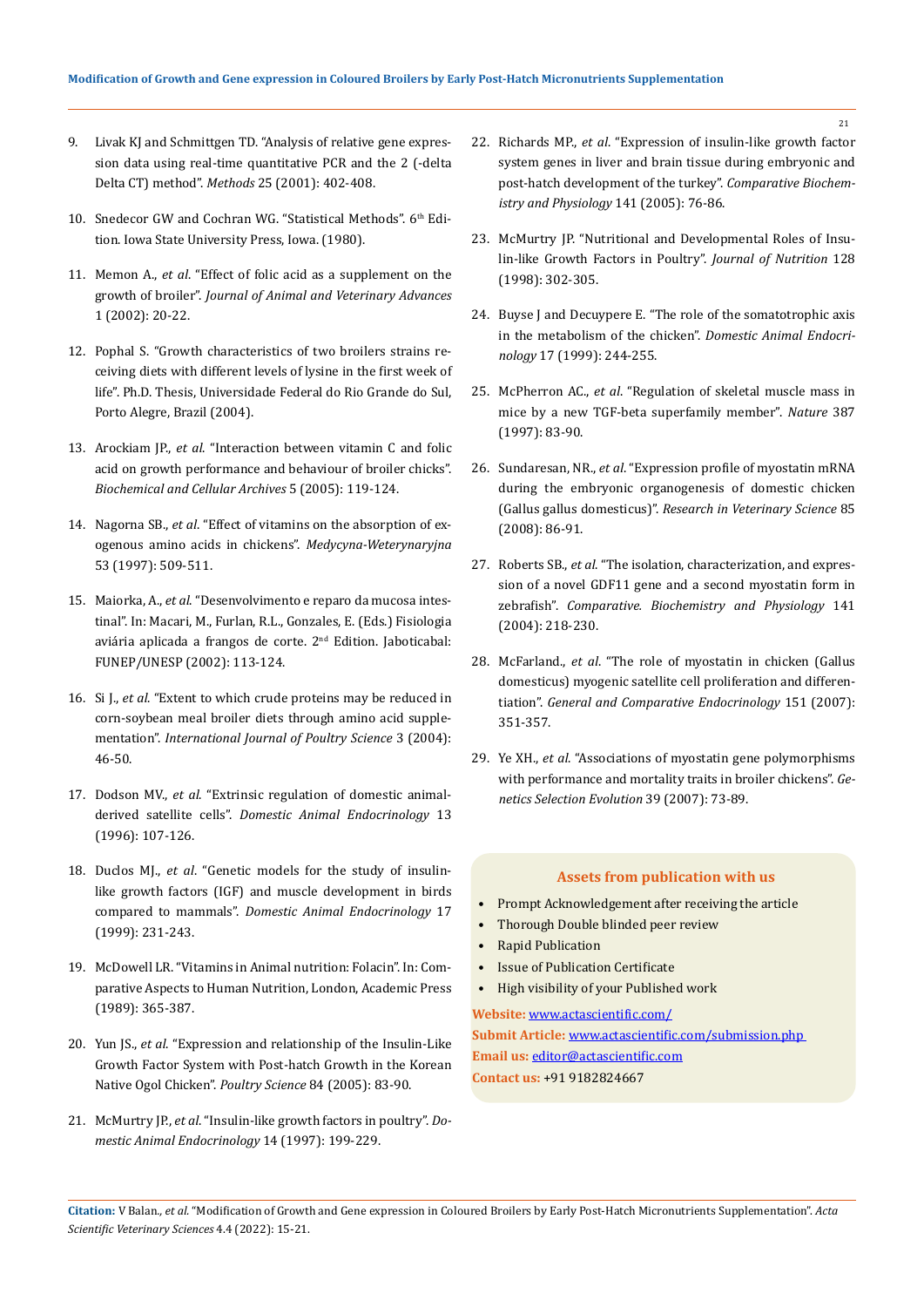9. Livak KJ and Schmittgen TD. "Analysis of relative gene expression data using real-time quantitative PCR and the 2 (-delta Delta CT) method". *Methods* 25 (2001): 402-408.

10. Snedecor GW and Cochran WG. "Statistical Methods". 6th Edition. Iowa State University Press, Iowa. (1980).

11. Memon A., *et al*. "Effect of folic acid as a supplement on the growth of broiler". *Journal of Animal and Veterinary Advances* 1 (2002): 20-22.

12. Pophal S. "Growth characteristics of two broilers strains receiving diets with different levels of lysine in the first week of life". Ph.D. Thesis, Universidade Federal do Rio Grande do Sul, Porto Alegre, Brazil (2004).

13. Arockiam JP., *et al*. "Interaction between vitamin C and folic acid on growth performance and behaviour of broiler chicks". *Biochemical and Cellular Archives* 5 (2005): 119-124.

14. Nagorna SB., *et al*. "Effect of vitamins on the absorption of exogenous amino acids in chickens". *Medycyna-Weterynaryjna* 53 (1997): 509-511.

15. Maiorka, A., *et al*. "Desenvolvimento e reparo da mucosa intestinal". In: Macari, M., Furlan, R.L., Gonzales, E. (Eds.) Fisiologia aviária aplicada a frangos de corte. 2nd Edition. Jaboticabal: FUNEP/UNESP (2002): 113-124.

16. Si J., *et al*. "Extent to which crude proteins may be reduced in corn-soybean meal broiler diets through amino acid supplementation". *International Journal of Poultry Science* 3 (2004): 46-50.

17. Dodson MV., *et al*. "Extrinsic regulation of domestic animal-derived satellite cells". *Domestic Animal Endocrinology* 13 (1996): 107-126.

18. Duclos MJ., *et al*. "Genetic models for the study of insulin-like growth factors (IGF) and muscle development in birds compared to mammals". *Domestic Animal Endocrinology* 17 (1999): 231-243.

19. McDowell LR. "Vitamins in Animal nutrition: Folacin". In: Comparative Aspects to Human Nutrition, London, Academic Press (1989): 365-387.

20. Yun JS., *et al*. "Expression and relationship of the Insulin-Like Growth Factor System with Post-hatch Growth in the Korean Native Ogol Chicken". *Poultry Science* 84 (2005): 83-90.

21. McMurtry JP., *et al*. "Insulin-like growth factors in poultry". *Domestic Animal Endocrinology* 14 (1997): 199-229.

22. Richards MP., *et al*. "Expression of insulin-like growth factor system genes in liver and brain tissue during embryonic and post-hatch development of the turkey". *Comparative Biochemistry and Physiology* 141 (2005): 76-86.

23. McMurtry JP. "Nutritional and Developmental Roles of Insulin-like Growth Factors in Poultry". *Journal of Nutrition* 128 (1998): 302-305.

24. Buyse J and Decuypere E. "The role of the somatotrophic axis in the metabolism of the chicken". *Domestic Animal Endocrinology* 17 (1999): 244-255.

25. McPherron AC., *et al*. "Regulation of skeletal muscle mass in mice by a new TGF-beta superfamily member". *Nature* 387 (1997): 83-90.

26. Sundaresan, NR., *et al*. "Expression profile of myostatin mRNA during the embryonic organogenesis of domestic chicken (Gallus gallus domesticus)". *Research in Veterinary Science* 85 (2008): 86-91.

27. Roberts SB., *et al*. "The isolation, characterization, and expression of a novel GDF11 gene and a second myostatin form in zebrafish". *Comparative. Biochemistry and Physiology* 141 (2004): 218-230.

28. McFarland., *et al*. "The role of myostatin in chicken (Gallus domesticus) myogenic satellite cell proliferation and differentiation". *General and Comparative Endocrinology* 151 (2007): 351-357.

29. Ye XH., *et al*. "Associations of myostatin gene polymorphisms with performance and mortality traits in broiler chickens". *Genetics Selection Evolution* 39 (2007): 73-89.

**Assets from publication with us**

- Prompt Acknowledgement after receiving the article
- Thorough Double blinded peer review
- Rapid Publication
- Issue of Publication Certificate
- High visibility of your Published work

**Website:** www.actascientific.com/
**Submit Article:** www.actascientific.com/submission.php
**Email us:** editor@actascientific.com
**Contact us:** +91 9182824667